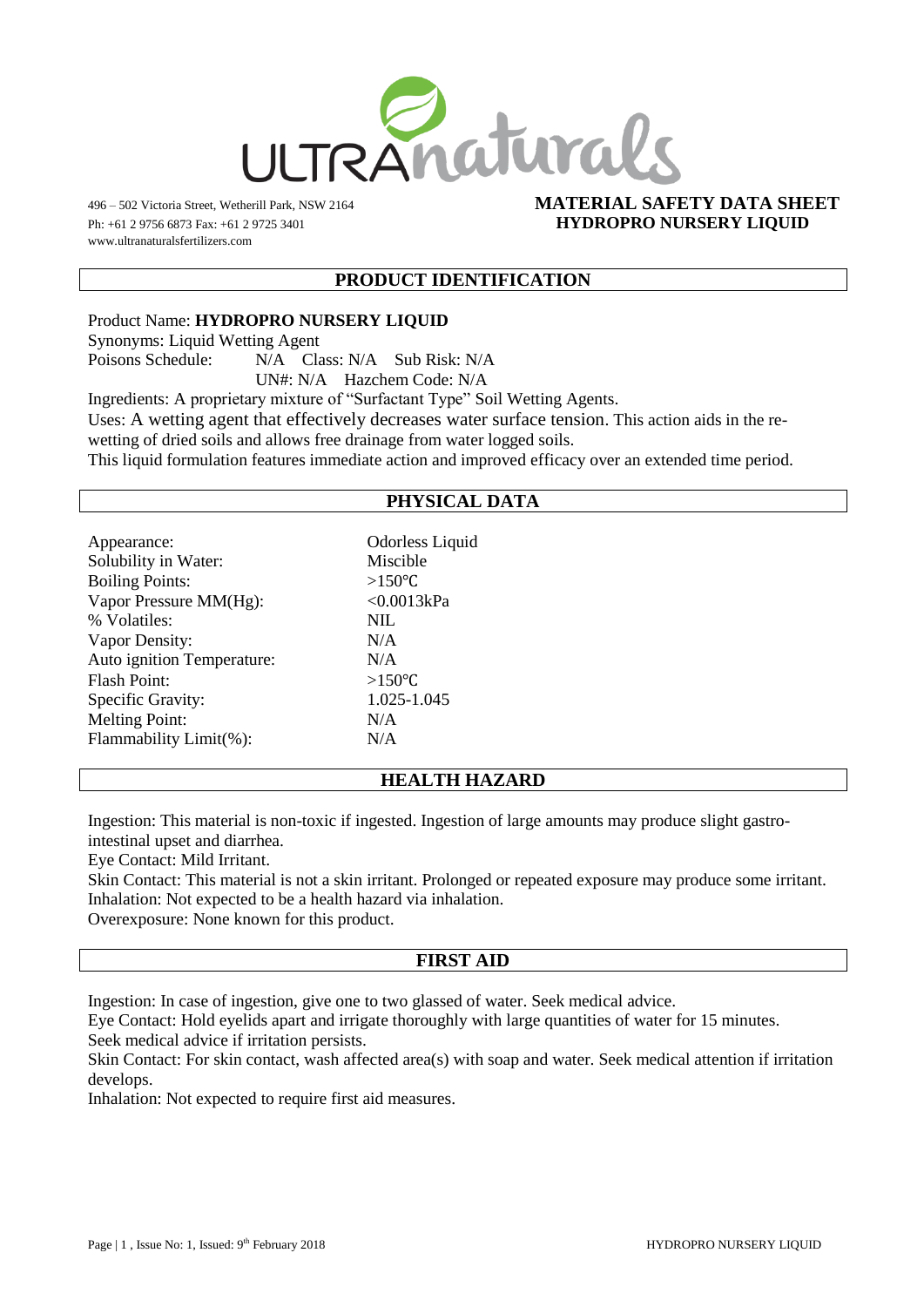ULTRAnaturals

496 – 502 Victoria Street, Wetherill Park, NSW 2164
Ph: +61 2 9756 6873 Fax: +61 2 9725 3401
www.ultranaturalsfertilizers.com

# MATERIAL SAFETY DATA SHEET
# HYDROPRO NURSERY LIQUID

## PRODUCT IDENTIFICATION

Product Name: **HYDROPRO NURSERY LIQUID**
Synonyms: Liquid Wetting Agent
Poisons Schedule: N/A Class: N/A Sub Risk: N/A
UN#: N/A Hazchem Code: N/A
Ingredients: A proprietary mixture of "Surfactant Type" Soil Wetting Agents.
Uses: A wetting agent that effectively decreases water surface tension. This action aids in the re-wetting of dried soils and allows free drainage from water logged soils.
This liquid formulation features immediate action and improved efficacy over an extended time period.

## PHYSICAL DATA

| | |
|---|---|
| Appearance: | Odorless Liquid |
| Solubility in Water: | Miscible |
| Boiling Points: | >150℃ |
| Vapor Pressure MM(Hg): | <0.0013kPa |
| % Volatiles: | NIL |
| Vapor Density: | N/A |
| Auto ignition Temperature: | N/A |
| Flash Point: | >150℃ |
| Specific Gravity: | 1.025-1.045 |
| Melting Point: | N/A |
| Flammability Limit(%): | N/A |

## HEALTH HAZARD

Ingestion: This material is non-toxic if ingested. Ingestion of large amounts may produce slight gastro-intestinal upset and diarrhea.
Eye Contact: Mild Irritant.
Skin Contact: This material is not a skin irritant. Prolonged or repeated exposure may produce some irritant.
Inhalation: Not expected to be a health hazard via inhalation.
Overexposure: None known for this product.

## FIRST AID

Ingestion: In case of ingestion, give one to two glassed of water. Seek medical advice.
Eye Contact: Hold eyelids apart and irrigate thoroughly with large quantities of water for 15 minutes. Seek medical advice if irritation persists.
Skin Contact: For skin contact, wash affected area(s) with soap and water. Seek medical attention if irritation develops.
Inhalation: Not expected to require first aid measures.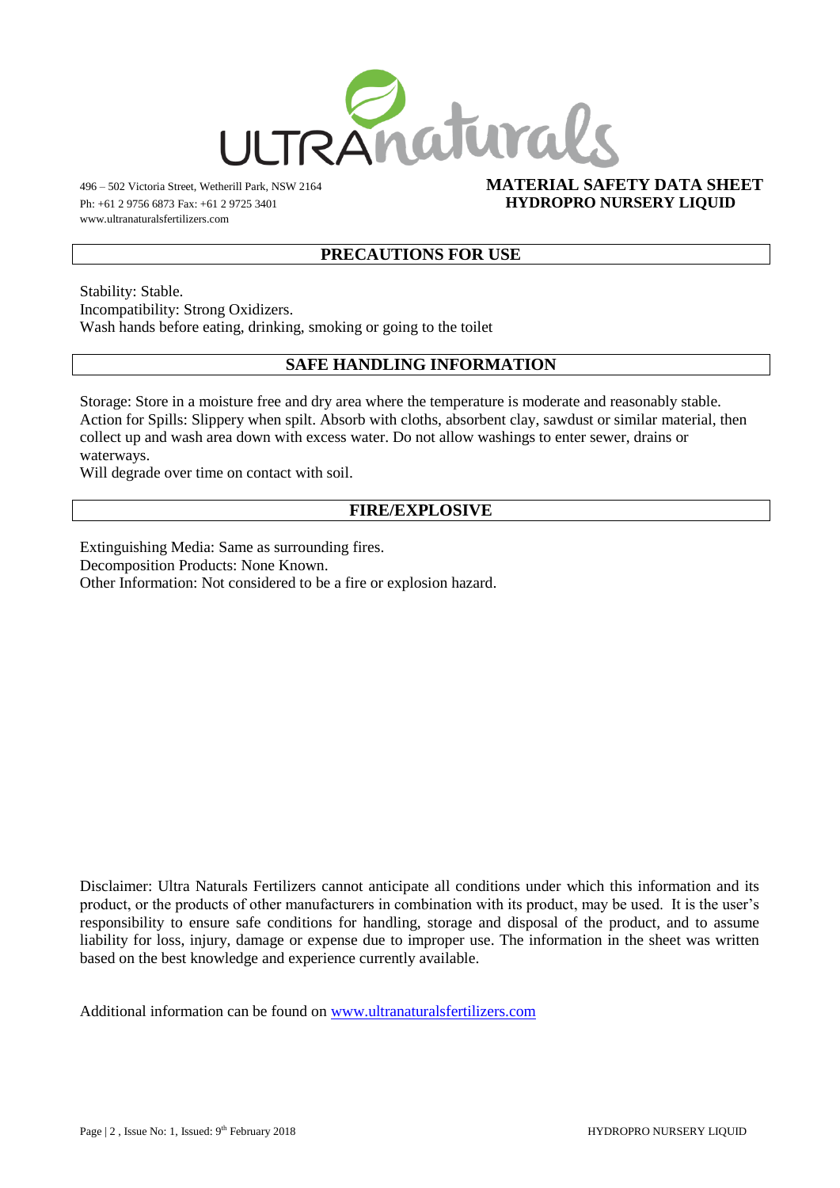496 – 502 Victoria Street, Wetherill Park, NSW 2164
Ph: +61 2 9756 6873 Fax: +61 2 9725 3401
www.ultranaturalsfertilizers.com

**MATERIAL SAFETY DATA SHEET**
**HYDROPRO NURSERY LIQUID**

## PRECAUTIONS FOR USE

Stability: Stable.
Incompatibility: Strong Oxidizers.
Wash hands before eating, drinking, smoking or going to the toilet

## SAFE HANDLING INFORMATION

Storage: Store in a moisture free and dry area where the temperature is moderate and reasonably stable.
Action for Spills: Slippery when spilt. Absorb with cloths, absorbent clay, sawdust or similar material, then collect up and wash area down with excess water. Do not allow washings to enter sewer, drains or waterways.
Will degrade over time on contact with soil.

## FIRE/EXPLOSIVE

Extinguishing Media: Same as surrounding fires.
Decomposition Products: None Known.
Other Information: Not considered to be a fire or explosion hazard.

Disclaimer: Ultra Naturals Fertilizers cannot anticipate all conditions under which this information and its product, or the products of other manufacturers in combination with its product, may be used. It is the user's responsibility to ensure safe conditions for handling, storage and disposal of the product, and to assume liability for loss, injury, damage or expense due to improper use. The information in the sheet was written based on the best knowledge and experience currently available.

Additional information can be found on www.ultranaturalsfertilizers.com